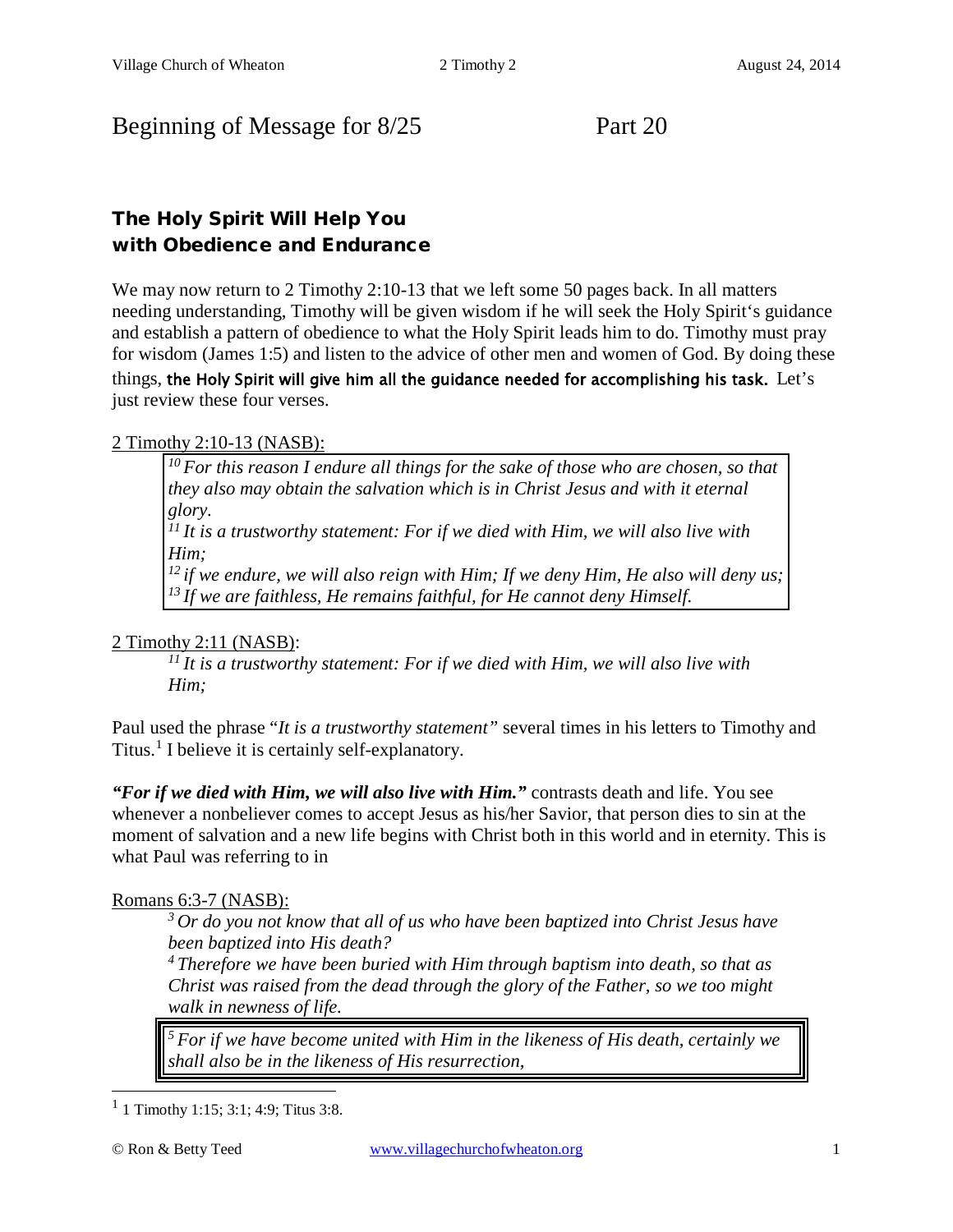Beginning of Message for 8/25 Part 20

## The Holy Spirit Will Help You with Obedience and Endurance

We may now return to 2 Timothy 2:10-13 that we left some 50 pages back. In all matters needing understanding, Timothy will be given wisdom if he will seek the Holy Spirit's guidance and establish a pattern of obedience to what the Holy Spirit leads him to do. Timothy must pray for wisdom (James 1:5) and listen to the advice of other men and women of God. By doing these things, **the Holy Spirit will give him all the guidance needed for accomplishing his task.** Let's just review these four verses.

2 Timothy 2:10-13 (NASB):

> *[10] For this reason I endure all things for the sake of those who are chosen, so that they also may obtain the salvation which is in Christ Jesus and with it eternal glory.*
> *[11] It is a trustworthy statement: For if we died with Him, we will also live with Him;*
> *[12] if we endure, we will also reign with Him; If we deny Him, He also will deny us;*
> *[13] If we are faithless, He remains faithful, for He cannot deny Himself.*

2 Timothy 2:11 (NASB):

> *[11] It is a trustworthy statement: For if we died with Him, we will also live with Him;*

Paul used the phrase "*It is a trustworthy statement"* several times in his letters to Timothy and Titus.[1] I believe it is certainly self-explanatory.

***"For if we died with Him, we will also live with Him."*** contrasts death and life. You see whenever a nonbeliever comes to accept Jesus as his/her Savior, that person dies to sin at the moment of salvation and a new life begins with Christ both in this world and in eternity. This is what Paul was referring to in

Romans 6:3-7 (NASB):

> *[3] Or do you not know that all of us who have been baptized into Christ Jesus have been baptized into His death?*
> *[4] Therefore we have been buried with Him through baptism into death, so that as Christ was raised from the dead through the glory of the Father, so we too might walk in newness of life.*

> *[5] For if we have become united with Him in the likeness of His death, certainly we shall also be in the likeness of His resurrection,*

[1] 1 Timothy 1:15; 3:1; 4:9; Titus 3:8.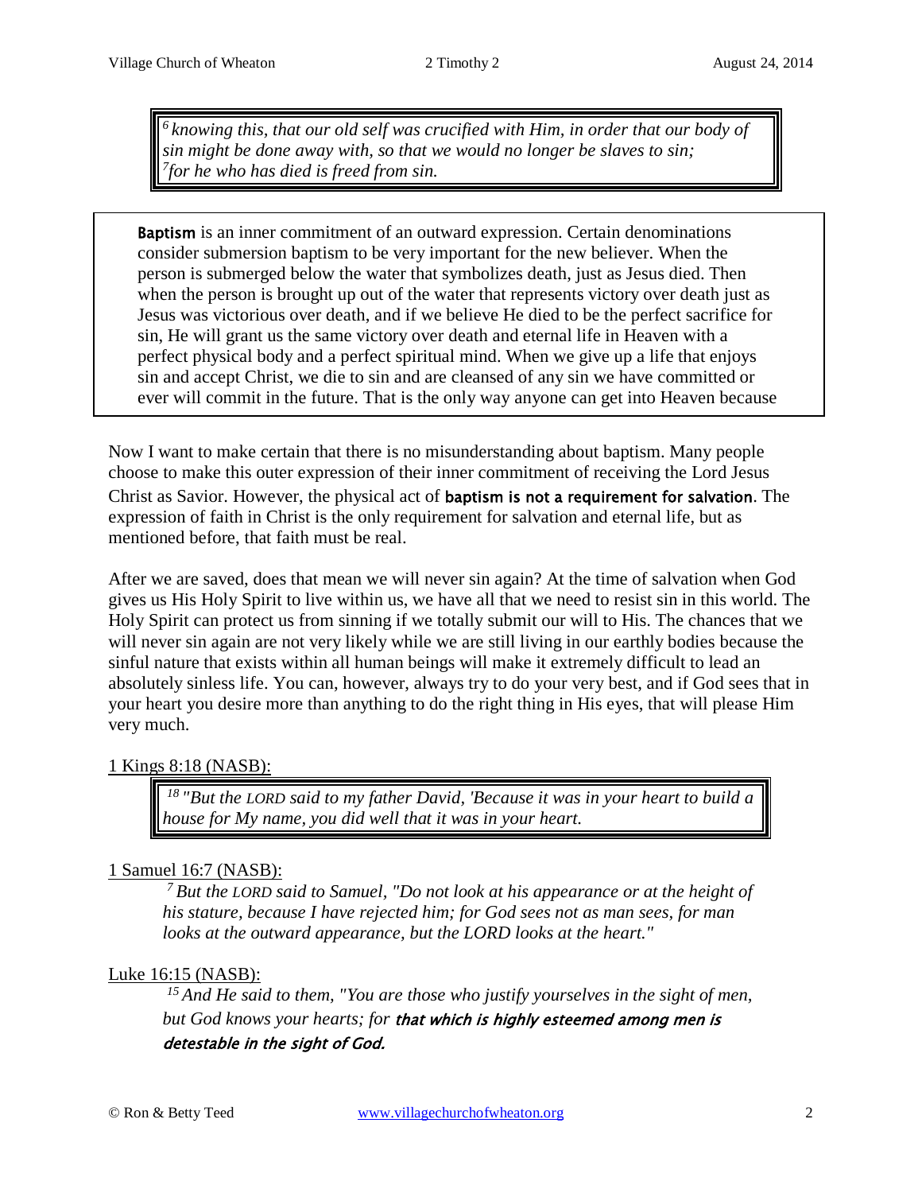> [6] *knowing this, that our old self was crucified with Him, in order that our body of sin might be done away with, so that we would no longer be slaves to sin;*
> [7]*for he who has died is freed from sin.*

**Baptism** is an inner commitment of an outward expression. Certain denominations consider submersion baptism to be very important for the new believer. When the person is submerged below the water that symbolizes death, just as Jesus died. Then when the person is brought up out of the water that represents victory over death just as Jesus was victorious over death, and if we believe He died to be the perfect sacrifice for sin, He will grant us the same victory over death and eternal life in Heaven with a perfect physical body and a perfect spiritual mind. When we give up a life that enjoys sin and accept Christ, we die to sin and are cleansed of any sin we have committed or ever will commit in the future. That is the only way anyone can get into Heaven because

Now I want to make certain that there is no misunderstanding about baptism. Many people choose to make this outer expression of their inner commitment of receiving the Lord Jesus Christ as Savior. However, the physical act of **baptism is not a requirement for salvation**. The expression of faith in Christ is the only requirement for salvation and eternal life, but as mentioned before, that faith must be real.

After we are saved, does that mean we will never sin again? At the time of salvation when God gives us His Holy Spirit to live within us, we have all that we need to resist sin in this world. The Holy Spirit can protect us from sinning if we totally submit our will to His. The chances that we will never sin again are not very likely while we are still living in our earthly bodies because the sinful nature that exists within all human beings will make it extremely difficult to lead an absolutely sinless life. You can, however, always try to do your very best, and if God sees that in your heart you desire more than anything to do the right thing in His eyes, that will please Him very much.

1 Kings 8:18 (NASB):

> [18] *"But the LORD said to my father David, 'Because it was in your heart to build a house for My name, you did well that it was in your heart.*

1 Samuel 16:7 (NASB):

> [7] *But the LORD said to Samuel, "Do not look at his appearance or at the height of his stature, because I have rejected him; for God sees not as man sees, for man looks at the outward appearance, but the LORD looks at the heart."*

Luke 16:15 (NASB):

> [15] *And He said to them, "You are those who justify yourselves in the sight of men, but God knows your hearts; for* ***that which is highly esteemed among men is detestable in the sight of God.***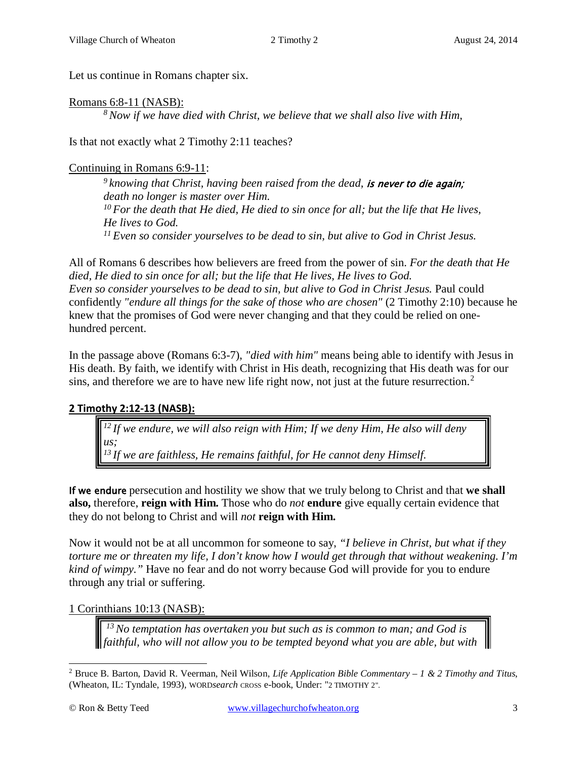Let us continue in Romans chapter six.

<u>Romans 6:8-11 (NASB):</u>

> [8] *Now if we have died with Christ, we believe that we shall also live with Him,*

Is that not exactly what 2 Timothy 2:11 teaches?

<u>Continuing in Romans 6:9-11:</u>

> [9] *knowing that Christ, having been raised from the dead, **is never to die again;** death no longer is master over Him.*
> [10] *For the death that He died, He died to sin once for all; but the life that He lives, He lives to God.*
> [11] *Even so consider yourselves to be dead to sin, but alive to God in Christ Jesus.*

All of Romans 6 describes how believers are freed from the power of sin. *For the death that He died, He died to sin once for all; but the life that He lives, He lives to God. Even so consider yourselves to be dead to sin, but alive to God in Christ Jesus.* Paul could confidently *"endure all things for the sake of those who are chosen"* (2 Timothy 2:10) because he knew that the promises of God were never changing and that they could be relied on one-hundred percent.

In the passage above (Romans 6:3-7), *"died with him"* means being able to identify with Jesus in His death. By faith, we identify with Christ in His death, recognizing that His death was for our sins, and therefore we are to have new life right now, not just at the future resurrection.[2]

**<u>2 Timothy 2:12-13 (NASB):</u>**

> [12] *If we endure, we will also reign with Him; If we deny Him, He also will deny us;*
> [13] *If we are faithless, He remains faithful, for He cannot deny Himself.*

**If we endure** persecution and hostility we show that we truly belong to Christ and that **we shall also,** therefore, **reign with Him.** Those who do *not* **endure** give equally certain evidence that they do not belong to Christ and will *not* **reign with Him.**

Now it would not be at all uncommon for someone to say, *"I believe in Christ, but what if they torture me or threaten my life, I don't know how I would get through that without weakening. I'm kind of wimpy."* Have no fear and do not worry because God will provide for you to endure through any trial or suffering.

<u>1 Corinthians 10:13 (NASB):</u>

> [13] *No temptation has overtaken you but such as is common to man; and God is faithful, who will not allow you to be tempted beyond what you are able, but with*

---

[2] Bruce B. Barton, David R. Veerman, Neil Wilson, *Life Application Bible Commentary – 1 & 2 Timothy and Titus*, (Wheaton, IL: Tyndale, 1993), WORD*search* CROSS e-book, Under: "2 TIMOTHY 2".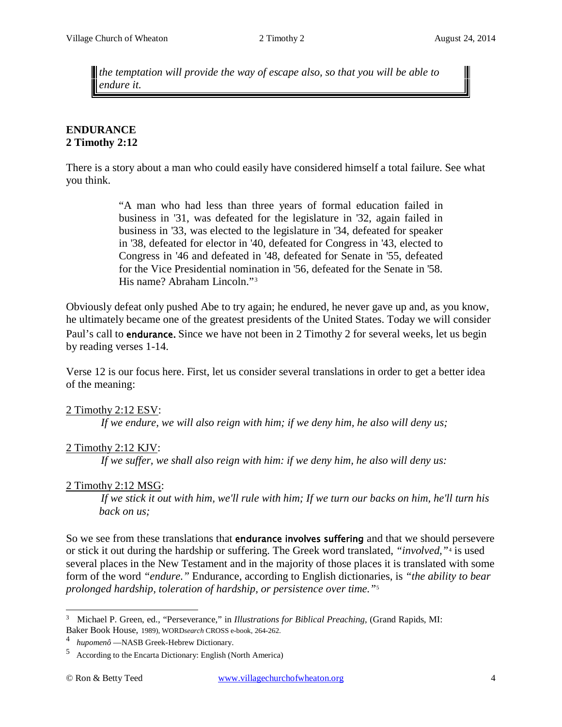> *the temptation will provide the way of escape also, so that you will be able to endure it.*

**ENDURANCE**
**2 Timothy 2:12**

There is a story about a man who could easily have considered himself a total failure. See what you think.

> "A man who had less than three years of formal education failed in business in '31, was defeated for the legislature in '32, again failed in business in '33, was elected to the legislature in '34, defeated for speaker in '38, defeated for elector in '40, defeated for Congress in '43, elected to Congress in '46 and defeated in '48, defeated for Senate in '55, defeated for the Vice Presidential nomination in '56, defeated for the Senate in '58. His name? Abraham Lincoln."[3]

Obviously defeat only pushed Abe to try again; he endured, he never gave up and, as you know, he ultimately became one of the greatest presidents of the United States. Today we will consider Paul's call to **endurance.** Since we have not been in 2 Timothy 2 for several weeks, let us begin by reading verses 1-14.

Verse 12 is our focus here. First, let us consider several translations in order to get a better idea of the meaning:

2 Timothy 2:12 ESV:
> *If we endure, we will also reign with him; if we deny him, he also will deny us;*

2 Timothy 2:12 KJV:
> *If we suffer, we shall also reign with him: if we deny him, he also will deny us:*

2 Timothy 2:12 MSG:
> *If we stick it out with him, we'll rule with him; If we turn our backs on him, he'll turn his back on us;*

So we see from these translations that **endurance involves suffering** and that we should persevere or stick it out during the hardship or suffering. The Greek word translated, *"involved,"*[4] is used several places in the New Testament and in the majority of those places it is translated with some form of the word *"endure."* Endurance, according to English dictionaries, is *"the ability to bear prolonged hardship, toleration of hardship, or persistence over time."*[5]

---

[3] Michael P. Green, ed., "Perseverance," in *Illustrations for Biblical Preaching*, (Grand Rapids, MI: Baker Book House, 1989), WORD*search* CROSS e-book, 264-262.

[4] *hupomenô* —NASB Greek-Hebrew Dictionary.

[5] According to the Encarta Dictionary: English (North America)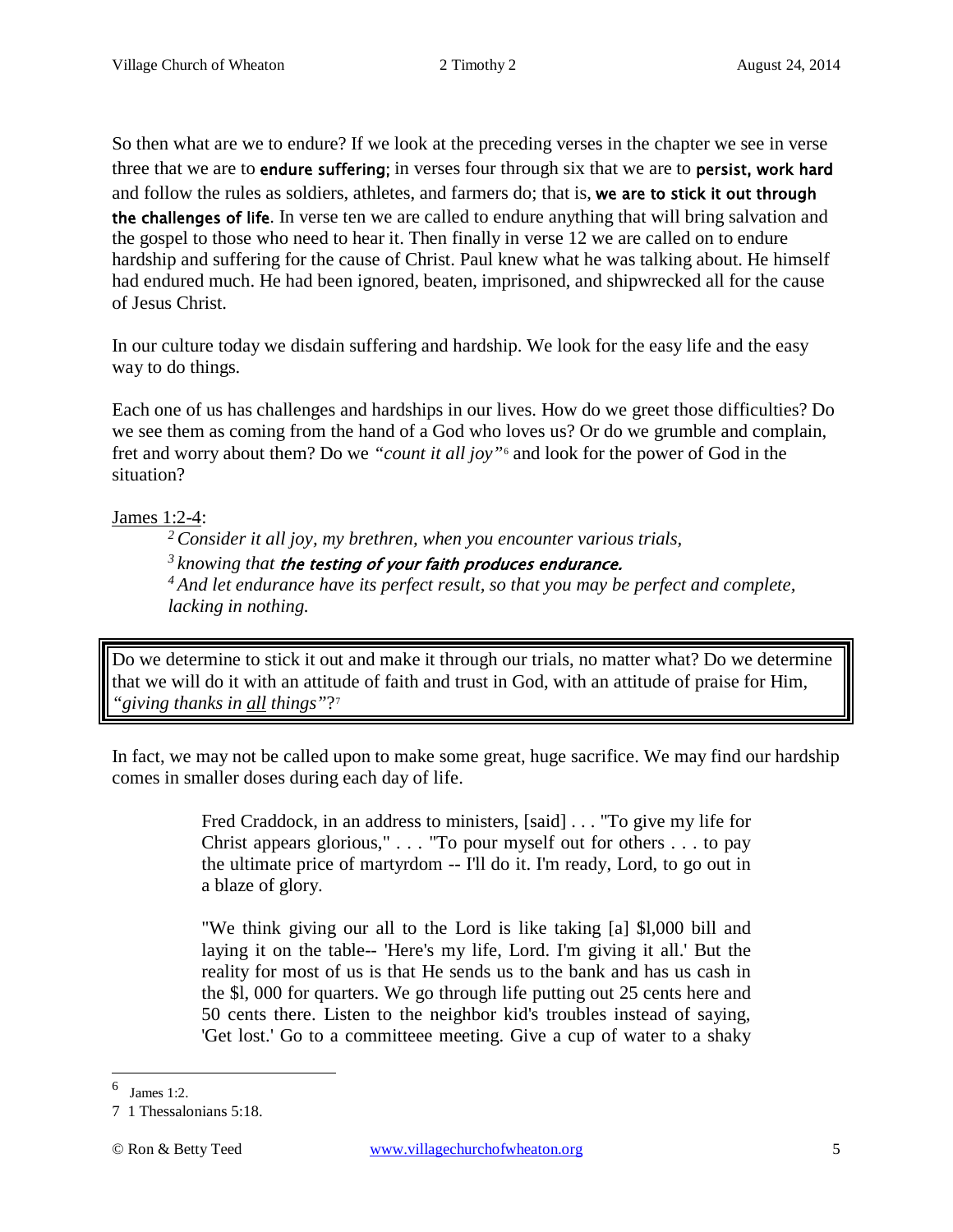So then what are we to endure? If we look at the preceding verses in the chapter we see in verse three that we are to **endure suffering**; in verses four through six that we are to **persist, work hard** and follow the rules as soldiers, athletes, and farmers do; that is, **we are to stick it out through the challenges of life**. In verse ten we are called to endure anything that will bring salvation and the gospel to those who need to hear it. Then finally in verse 12 we are called on to endure hardship and suffering for the cause of Christ. Paul knew what he was talking about. He himself had endured much. He had been ignored, beaten, imprisoned, and shipwrecked all for the cause of Jesus Christ.

In our culture today we disdain suffering and hardship. We look for the easy life and the easy way to do things.

Each one of us has challenges and hardships in our lives. How do we greet those difficulties? Do we see them as coming from the hand of a God who loves us? Or do we grumble and complain, fret and worry about them? Do we *"count it all joy"*[6] and look for the power of God in the situation?

<u>James 1:2-4</u>:

> [2] *Consider it all joy, my brethren, when you encounter various trials,*
> [3] *knowing that* ***the testing of your faith produces endurance.***
> [4] *And let endurance have its perfect result, so that you may be perfect and complete, lacking in nothing.*

| Do we determine to stick it out and make it through our trials, no matter what? Do we determine that we will do it with an attitude of faith and trust in God, with an attitude of praise for Him, *"giving thanks in <u>all</u> things"*?[7] |
|---|

In fact, we may not be called upon to make some great, huge sacrifice. We may find our hardship comes in smaller doses during each day of life.

> Fred Craddock, in an address to ministers, [said] . . . "To give my life for Christ appears glorious," . . . "To pour myself out for others . . . to pay the ultimate price of martyrdom -- I'll do it. I'm ready, Lord, to go out in a blaze of glory.
>
> "We think giving our all to the Lord is like taking [a] $l,000 bill and laying it on the table-- 'Here's my life, Lord. I'm giving it all.' But the reality for most of us is that He sends us to the bank and has us cash in the $l, 000 for quarters. We go through life putting out 25 cents here and 50 cents there. Listen to the neighbor kid's troubles instead of saying, 'Get lost.' Go to a committeee meeting. Give a cup of water to a shaky

---

[6] James 1:2.

[7] 1 Thessalonians 5:18.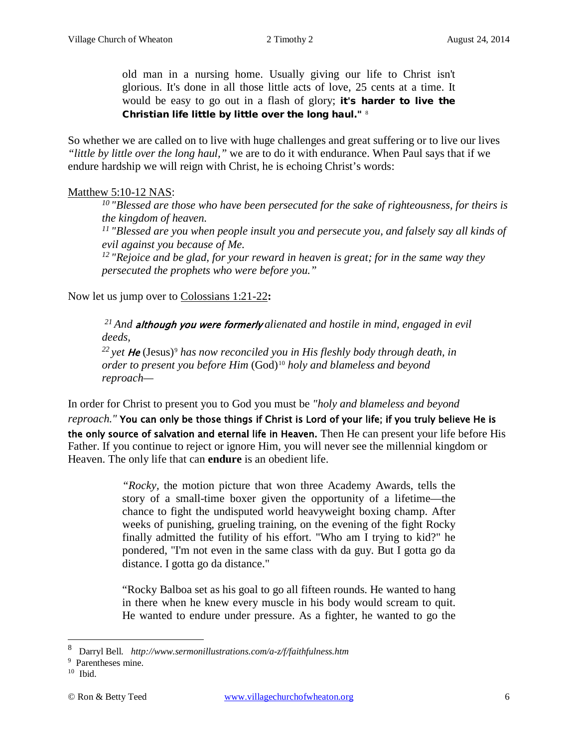> old man in a nursing home. Usually giving our life to Christ isn't glorious. It's done in all those little acts of love, 25 cents at a time. It would be easy to go out in a flash of glory; **it's harder to live the Christian life little by little over the long haul."** [8]

So whether we are called on to live with huge challenges and great suffering or to live our lives *"little by little over the long haul,"* we are to do it with endurance. When Paul says that if we endure hardship we will reign with Christ, he is echoing Christ's words:

Matthew 5:10-12 NAS:

> [10] *"Blessed are those who have been persecuted for the sake of righteousness, for theirs is the kingdom of heaven.*
> [11] *"Blessed are you when people insult you and persecute you, and falsely say all kinds of evil against you because of Me.*
> [12] *"Rejoice and be glad, for your reward in heaven is great; for in the same way they persecuted the prophets who were before you."*

Now let us jump over to Colossians 1:21-22**:**

> [21] *And* ***although you were formerly*** *alienated and hostile in mind, engaged in evil deeds,*
> [22] *yet* ***He*** (Jesus)[9] *has now reconciled you in His fleshly body through death, in order to present you before Him* (God)[10] *holy and blameless and beyond reproach—*

In order for Christ to present you to God you must be *"holy and blameless and beyond reproach."* **You can only be those things if Christ is Lord of your life; if you truly believe He is the only source of salvation and eternal life in Heaven.** Then He can present your life before His Father. If you continue to reject or ignore Him, you will never see the millennial kingdom or Heaven. The only life that can **endure** is an obedient life.

> *"Rocky,* the motion picture that won three Academy Awards, tells the story of a small-time boxer given the opportunity of a lifetime—the chance to fight the undisputed world heavyweight boxing champ. After weeks of punishing, grueling training, on the evening of the fight Rocky finally admitted the futility of his effort. "Who am I trying to kid?" he pondered, "I'm not even in the same class with da guy. But I gotta go da distance. I gotta go da distance."
>
> "Rocky Balboa set as his goal to go all fifteen rounds. He wanted to hang in there when he knew every muscle in his body would scream to quit. He wanted to endure under pressure. As a fighter, he wanted to go the

---

[8] Darryl Bell. *http://www.sermonillustrations.com/a-z/f/faithfulness.htm*
[9] Parentheses mine.
[10] Ibid.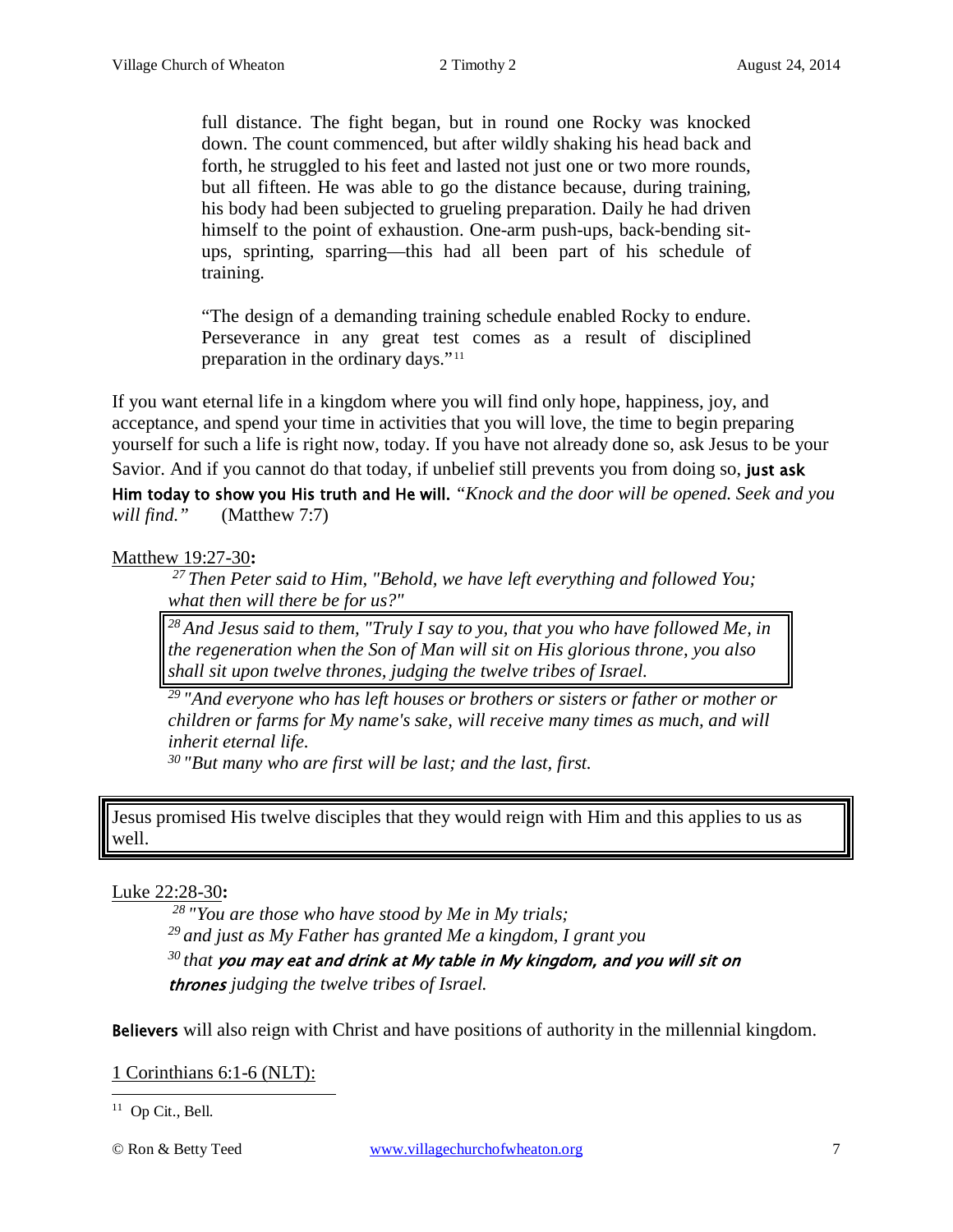> full distance. The fight began, but in round one Rocky was knocked down. The count commenced, but after wildly shaking his head back and forth, he struggled to his feet and lasted not just one or two more rounds, but all fifteen. He was able to go the distance because, during training, his body had been subjected to grueling preparation. Daily he had driven himself to the point of exhaustion. One-arm push-ups, back-bending sit-ups, sprinting, sparring—this had all been part of his schedule of training.
>
> "The design of a demanding training schedule enabled Rocky to endure. Perseverance in any great test comes as a result of disciplined preparation in the ordinary days."[11]

If you want eternal life in a kingdom where you will find only hope, happiness, joy, and acceptance, and spend your time in activities that you will love, the time to begin preparing yourself for such a life is right now, today. If you have not already done so, ask Jesus to be your Savior. And if you cannot do that today, if unbelief still prevents you from doing so, **just ask Him today to show you His truth and He will.** *"Knock and the door will be opened. Seek and you will find."* (Matthew 7:7)

Matthew 19:27-30**:**

> *[27] Then Peter said to Him, "Behold, we have left everything and followed You; what then will there be for us?"*
>
> *[28] And Jesus said to them, "Truly I say to you, that you who have followed Me, in the regeneration when the Son of Man will sit on His glorious throne, you also shall sit upon twelve thrones, judging the twelve tribes of Israel.*
>
> *[29] "And everyone who has left houses or brothers or sisters or father or mother or children or farms for My name's sake, will receive many times as much, and will inherit eternal life.*
>
> *[30] "But many who are first will be last; and the last, first.*

Jesus promised His twelve disciples that they would reign with Him and this applies to us as well.

Luke 22:28-30**:**

> *[28] "You are those who have stood by Me in My trials;*
>
> *[29] and just as My Father has granted Me a kingdom, I grant you*
>
> *[30] that* ***you may eat and drink at My table in My kingdom, and you will sit on thrones*** *judging the twelve tribes of Israel.*

**Believers** will also reign with Christ and have positions of authority in the millennial kingdom.

1 Corinthians 6:1-6 (NLT):

[11] Op Cit., Bell.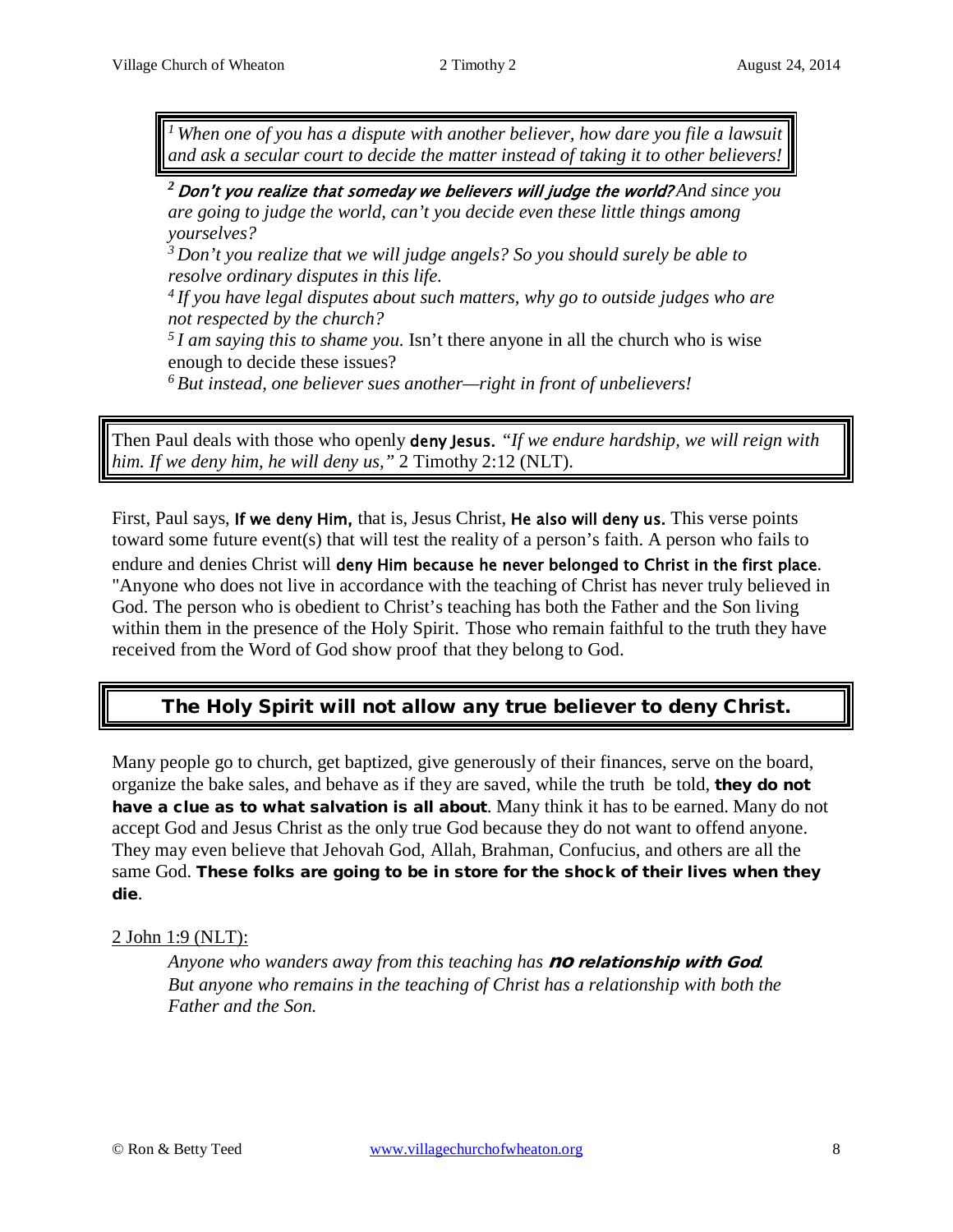*[1] When one of you has a dispute with another believer, how dare you file a lawsuit and ask a secular court to decide the matter instead of taking it to other believers!*

*[2]* ***Don't you realize that someday we believers will judge the world?*** *And since you are going to judge the world, can't you decide even these little things among yourselves?*
*[3] Don't you realize that we will judge angels? So you should surely be able to resolve ordinary disputes in this life.*
*[4] If you have legal disputes about such matters, why go to outside judges who are not respected by the church?*
*[5] I am saying this to shame you.* Isn't there anyone in all the church who is wise enough to decide these issues?
*[6] But instead, one believer sues another—right in front of unbelievers!*

Then Paul deals with those who openly **deny Jesus.** *"If we endure hardship, we will reign with him. If we deny him, he will deny us,"* 2 Timothy 2:12 (NLT).

First, Paul says, **If we deny Him,** that is, Jesus Christ, **He also will deny us.** This verse points toward some future event(s) that will test the reality of a person's faith. A person who fails to endure and denies Christ will **deny Him because he never belonged to Christ in the first place.** "Anyone who does not live in accordance with the teaching of Christ has never truly believed in God. The person who is obedient to Christ's teaching has both the Father and the Son living within them in the presence of the Holy Spirit. Those who remain faithful to the truth they have received from the Word of God show proof that they belong to God.

**The Holy Spirit will not allow any true believer to deny Christ.**

Many people go to church, get baptized, give generously of their finances, serve on the board, organize the bake sales, and behave as if they are saved, while the truth be told, **they do not have a clue as to what salvation is all about**. Many think it has to be earned. Many do not accept God and Jesus Christ as the only true God because they do not want to offend anyone. They may even believe that Jehovah God, Allah, Brahman, Confucius, and others are all the same God. **These folks are going to be in store for the shock of their lives when they die**.

2 John 1:9 (NLT):

> *Anyone who wanders away from this teaching has* ***no relationship with God****. But anyone who remains in the teaching of Christ has a relationship with both the Father and the Son.*